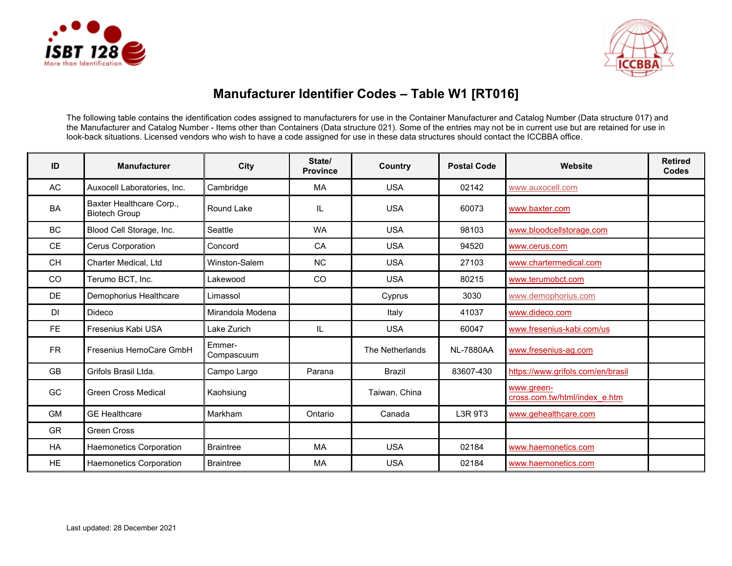# Manufacturer Identifier Codes – Table W1 [RT016]

The following table contains the identification codes assigned to manufacturers for use in the Container Manufacturer and Catalog Number (Data structure 017) and the Manufacturer and Catalog Number - Items other than Containers (Data structure 021). Some of the entries may not be in current use but are retained for use in look-back situations. Licensed vendors who wish to have a code assigned for use in these data structures should contact the ICCBBA office.

| ID | Manufacturer | City | State/ Province | Country | Postal Code | Website | Retired Codes |
|---|---|---|---|---|---|---|---|
| AC | Auxocell Laboratories, Inc. | Cambridge | MA | USA | 02142 | www.auxocell.com | |
| BA | Baxter Healthcare Corp., Biotech Group | Round Lake | IL | USA | 60073 | www.baxter.com | |
| BC | Blood Cell Storage, Inc. | Seattle | WA | USA | 98103 | www.bloodcellstorage.com | |
| CE | Cerus Corporation | Concord | CA | USA | 94520 | www.cerus.com | |
| CH | Charter Medical, Ltd | Winston-Salem | NC | USA | 27103 | www.chartermedical.com | |
| CO | Terumo BCT, Inc. | Lakewood | CO | USA | 80215 | www.terumobct.com | |
| DE | Demophorius Healthcare | Limassol | | Cyprus | 3030 | www.demophorius.com | |
| DI | Dideco | Mirandola Modena | | Italy | 41037 | www.dideco.com | |
| FE | Fresenius Kabi USA | Lake Zurich | IL | USA | 60047 | www.fresenius-kabi.com/us | |
| FR | Fresenius HemoCare GmbH | Emmer-Compascuum | | The Netherlands | NL-7880AA | www.fresenius-ag.com | |
| GB | Grifols Brasil Ltda. | Campo Largo | Parana | Brazil | 83607-430 | https://www.grifols.com/en/brasil | |
| GC | Green Cross Medical | Kaohsiung | | Taiwan, China | | www.green-cross.com.tw/html/index_e.htm | |
| GM | GE Healthcare | Markham | Ontario | Canada | L3R 9T3 | www.gehealthcare.com | |
| GR | Green Cross | | | | | | |
| HA | Haemonetics Corporation | Braintree | MA | USA | 02184 | www.haemonetics.com | |
| HE | Haemonetics Corporation | Braintree | MA | USA | 02184 | www.haemonetics.com | |

Last updated: 28 December 2021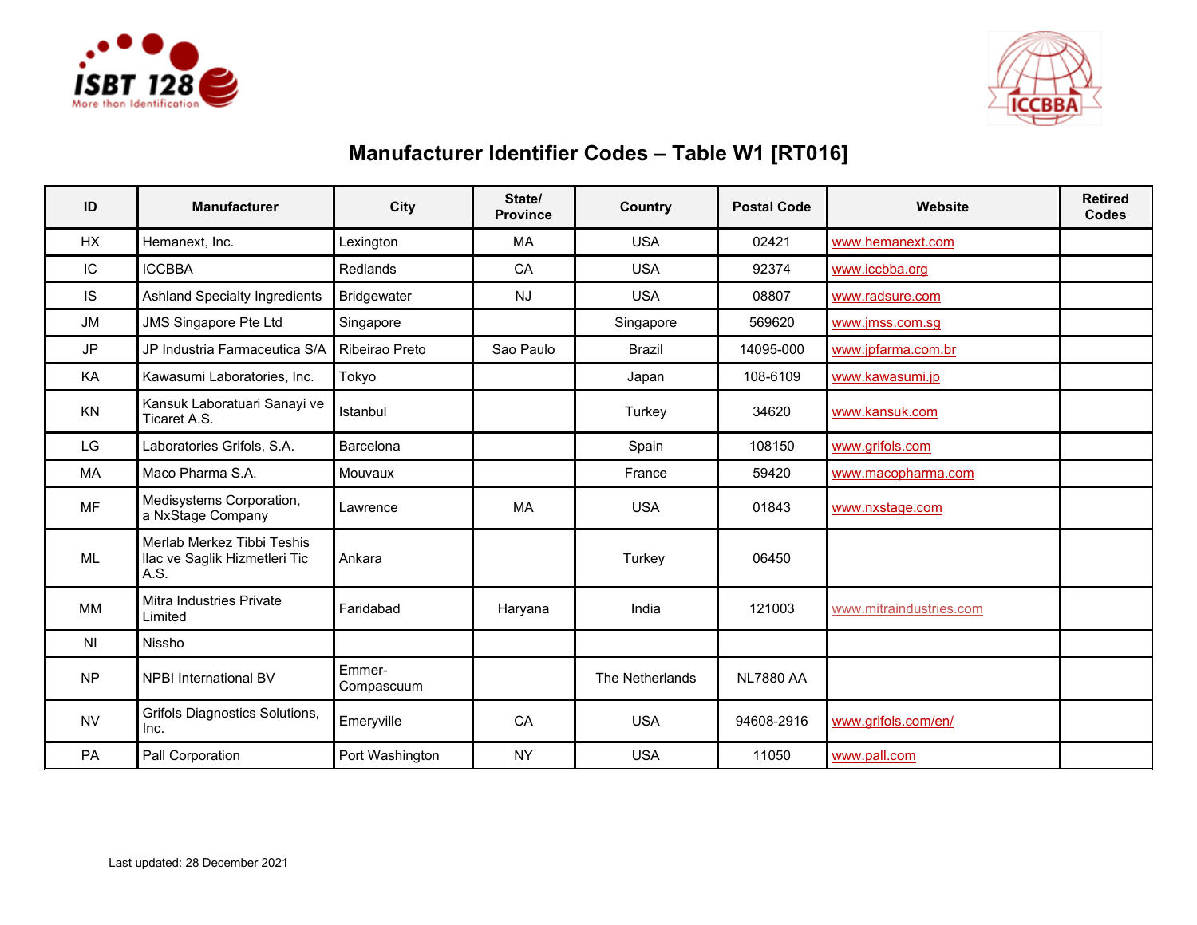# Manufacturer Identifier Codes – Table W1 [RT016]

| ID | Manufacturer | City | State/ Province | Country | Postal Code | Website | Retired Codes |
|---|---|---|---|---|---|---|---|
| HX | Hemanext, Inc. | Lexington | MA | USA | 02421 | www.hemanext.com | |
| IC | ICCBBA | Redlands | CA | USA | 92374 | www.iccbba.org | |
| IS | Ashland Specialty Ingredients | Bridgewater | NJ | USA | 08807 | www.radsure.com | |
| JM | JMS Singapore Pte Ltd | Singapore | | Singapore | 569620 | www.jmss.com.sg | |
| JP | JP Industria Farmaceutica S/A | Ribeirao Preto | Sao Paulo | Brazil | 14095-000 | www.jpfarma.com.br | |
| KA | Kawasumi Laboratories, Inc. | Tokyo | | Japan | 108-6109 | www.kawasumi.jp | |
| KN | Kansuk Laboratuari Sanayi ve Ticaret A.S. | Istanbul | | Turkey | 34620 | www.kansuk.com | |
| LG | Laboratories Grifols, S.A. | Barcelona | | Spain | 108150 | www.grifols.com | |
| MA | Maco Pharma S.A. | Mouvaux | | France | 59420 | www.macopharma.com | |
| MF | Medisystems Corporation, a NxStage Company | Lawrence | MA | USA | 01843 | www.nxstage.com | |
| ML | Merlab Merkez Tibbi Teshis llac ve Saglik Hizmetleri Tic A.S. | Ankara | | Turkey | 06450 | | |
| MM | Mitra Industries Private Limited | Faridabad | Haryana | India | 121003 | www.mitraindustries.com | |
| NI | Nissho | | | | | | |
| NP | NPBI International BV | Emmer-Compascuum | | The Netherlands | NL7880 AA | | |
| NV | Grifols Diagnostics Solutions, Inc. | Emeryville | CA | USA | 94608-2916 | www.grifols.com/en/ | |
| PA | Pall Corporation | Port Washington | NY | USA | 11050 | www.pall.com | |

Last updated: 28 December 2021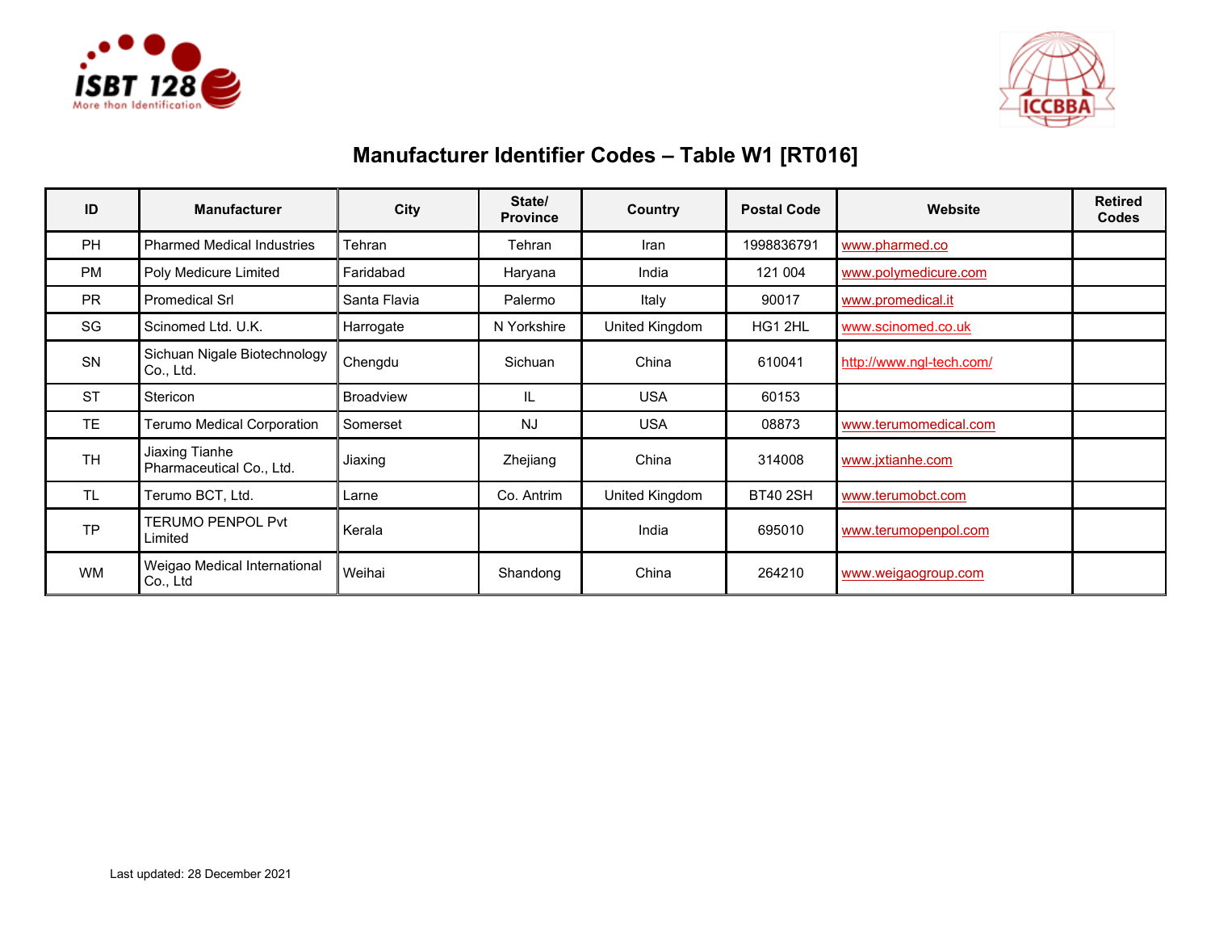# Manufacturer Identifier Codes – Table W1 [RT016]

| ID | Manufacturer | City | State/ Province | Country | Postal Code | Website | Retired Codes |
|---|---|---|---|---|---|---|---|
| PH | Pharmed Medical Industries | Tehran | Tehran | Iran | 1998836791 | www.pharmed.co | |
| PM | Poly Medicure Limited | Faridabad | Haryana | India | 121 004 | www.polymedicure.com | |
| PR | Promedical Srl | Santa Flavia | Palermo | Italy | 90017 | www.promedical.it | |
| SG | Scinomed Ltd. U.K. | Harrogate | N Yorkshire | United Kingdom | HG1 2HL | www.scinomed.co.uk | |
| SN | Sichuan Nigale Biotechnology Co., Ltd. | Chengdu | Sichuan | China | 610041 | http://www.ngl-tech.com/ | |
| ST | Stericon | Broadview | IL | USA | 60153 | | |
| TE | Terumo Medical Corporation | Somerset | NJ | USA | 08873 | www.terumomedical.com | |
| TH | Jiaxing Tianhe Pharmaceutical Co., Ltd. | Jiaxing | Zhejiang | China | 314008 | www.jxtianhe.com | |
| TL | Terumo BCT, Ltd. | Larne | Co. Antrim | United Kingdom | BT40 2SH | www.terumobct.com | |
| TP | TERUMO PENPOL Pvt Limited | Kerala | | India | 695010 | www.terumopenpol.com | |
| WM | Weigao Medical International Co., Ltd | Weihai | Shandong | China | 264210 | www.weigaogroup.com | |

Last updated: 28 December 2021